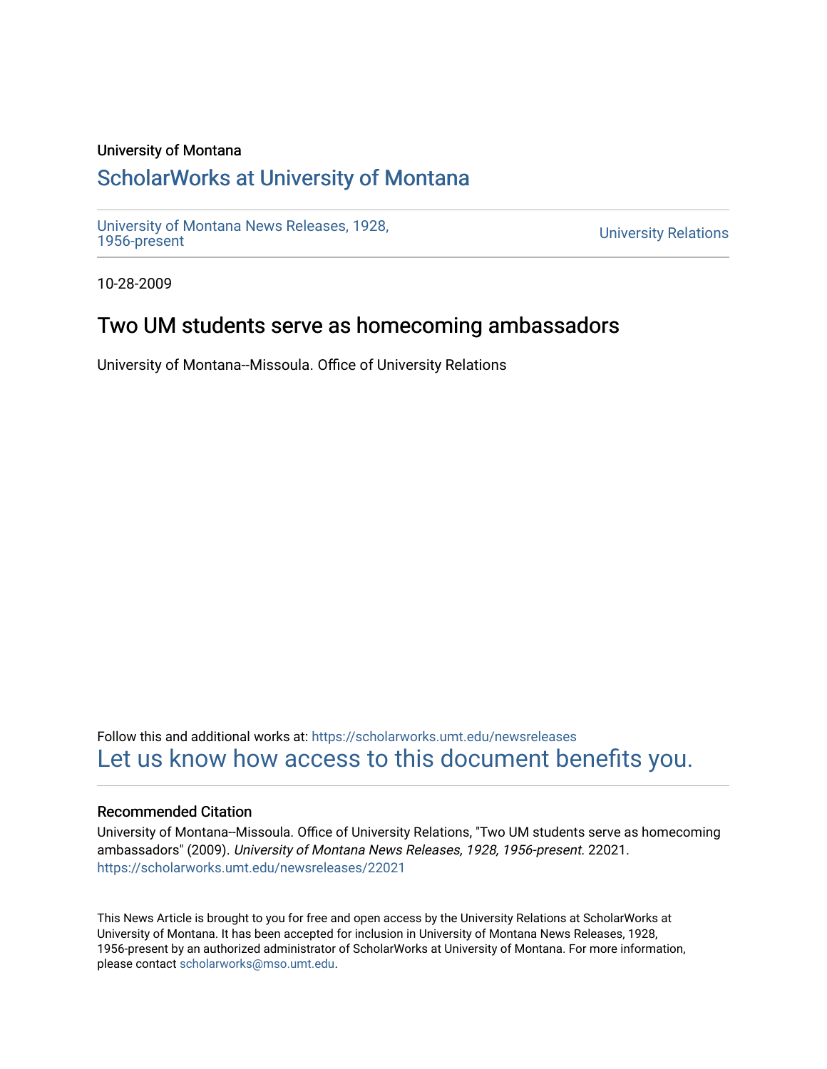University of Montana

# ScholarWorks at University of Montana

University of Montana News Releases, 1928, 1956-present

University Relations

10-28-2009

## Two UM students serve as homecoming ambassadors

University of Montana--Missoula. Office of University Relations

Follow this and additional works at: https://scholarworks.umt.edu/newsreleases

Let us know how access to this document benefits you.

### Recommended Citation

University of Montana--Missoula. Office of University Relations, "Two UM students serve as homecoming ambassadors" (2009). *University of Montana News Releases, 1928, 1956-present*. 22021.
https://scholarworks.umt.edu/newsreleases/22021

This News Article is brought to you for free and open access by the University Relations at ScholarWorks at University of Montana. It has been accepted for inclusion in University of Montana News Releases, 1928, 1956-present by an authorized administrator of ScholarWorks at University of Montana. For more information, please contact scholarworks@mso.umt.edu.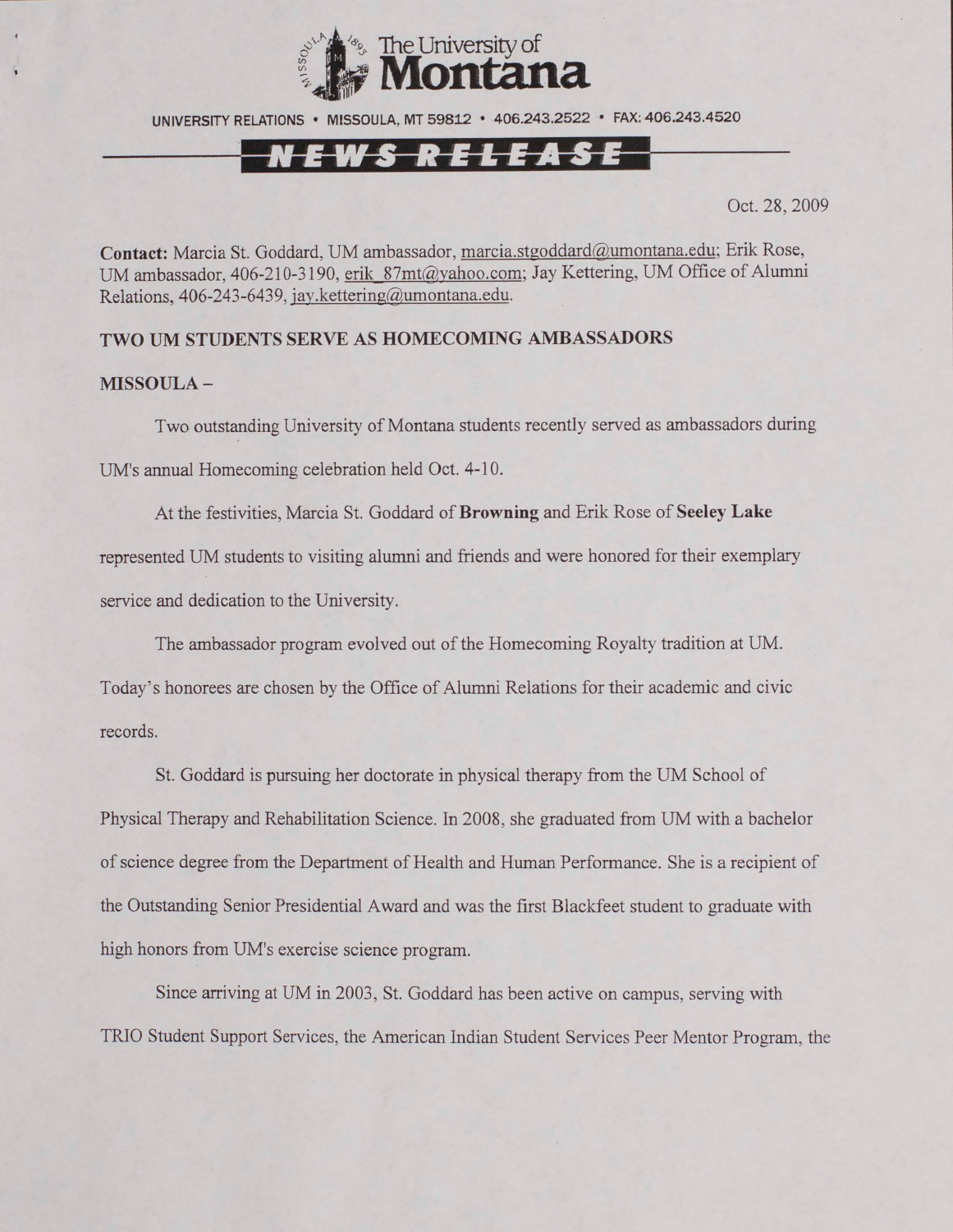The University of Montana

UNIVERSITY RELATIONS • MISSOULA, MT 59812 • 406.243.2522 • FAX: 406.243.4520

**NEWS RELEASE**

Oct. 28, 2009

**Contact:** Marcia St. Goddard, UM ambassador, marcia.stgoddard@umontana.edu; Erik Rose, UM ambassador, 406-210-3190, erik_87mt@yahoo.com; Jay Kettering, UM Office of Alumni Relations, 406-243-6439, jay.kettering@umontana.edu.

**TWO UM STUDENTS SERVE AS HOMECOMING AMBASSADORS**

**MISSOULA –**

Two outstanding University of Montana students recently served as ambassadors during UM's annual Homecoming celebration held Oct. 4-10.

At the festivities, Marcia St. Goddard of **Browning** and Erik Rose of **Seeley Lake** represented UM students to visiting alumni and friends and were honored for their exemplary service and dedication to the University.

The ambassador program evolved out of the Homecoming Royalty tradition at UM. Today's honorees are chosen by the Office of Alumni Relations for their academic and civic records.

St. Goddard is pursuing her doctorate in physical therapy from the UM School of Physical Therapy and Rehabilitation Science. In 2008, she graduated from UM with a bachelor of science degree from the Department of Health and Human Performance. She is a recipient of the Outstanding Senior Presidential Award and was the first Blackfeet student to graduate with high honors from UM's exercise science program.

Since arriving at UM in 2003, St. Goddard has been active on campus, serving with TRIO Student Support Services, the American Indian Student Services Peer Mentor Program, the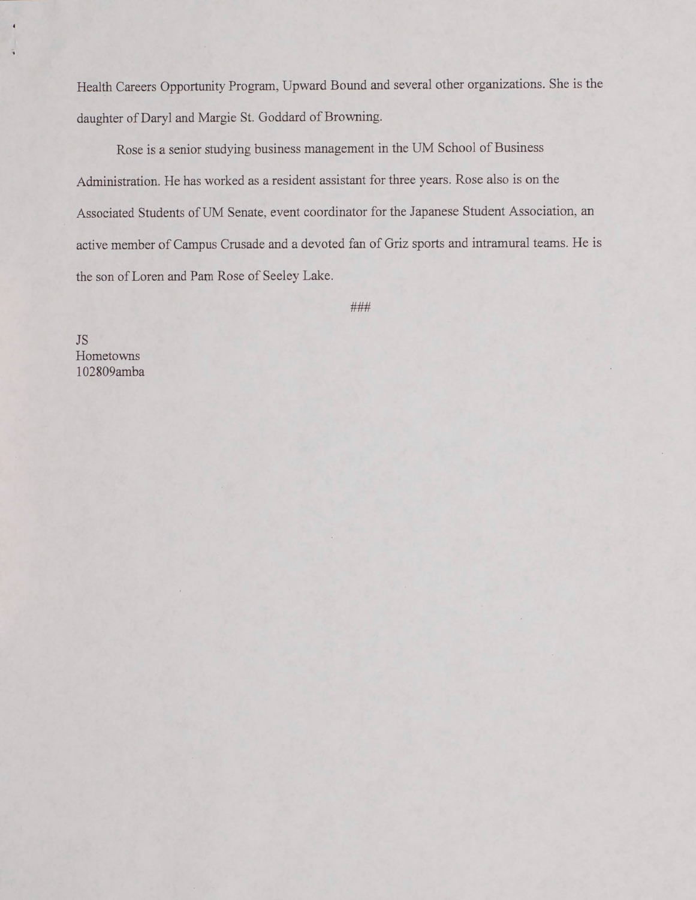Health Careers Opportunity Program, Upward Bound and several other organizations. She is the daughter of Daryl and Margie St. Goddard of Browning.

Rose is a senior studying business management in the UM School of Business Administration. He has worked as a resident assistant for three years. Rose also is on the Associated Students of UM Senate, event coordinator for the Japanese Student Association, an active member of Campus Crusade and a devoted fan of Griz sports and intramural teams. He is the son of Loren and Pam Rose of Seeley Lake.

###

JS
Hometowns
102809amba